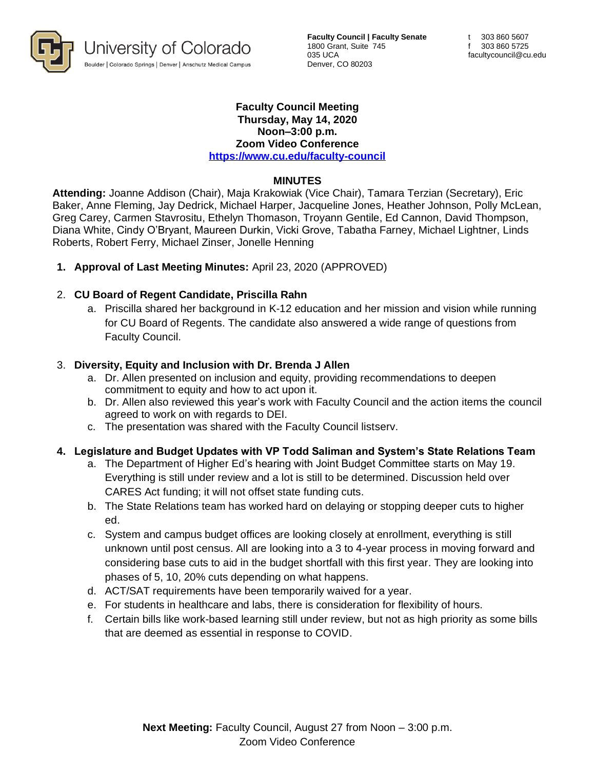University of Colorado
Boulder | Colorado Springs | Denver | Anschutz Medical Campus

**Faculty Council | Faculty Senate**
1800 Grant, Suite 745
035 UCA
Denver, CO 80203

t 303 860 5607
f 303 860 5725
facultycouncil@cu.edu

**Faculty Council Meeting**
**Thursday, May 14, 2020**
**Noon–3:00 p.m.**
**Zoom Video Conference**
**https://www.cu.edu/faculty-council**

## MINUTES

**Attending:** Joanne Addison (Chair), Maja Krakowiak (Vice Chair), Tamara Terzian (Secretary), Eric Baker, Anne Fleming, Jay Dedrick, Michael Harper, Jacqueline Jones, Heather Johnson, Polly McLean, Greg Carey, Carmen Stavrositu, Ethelyn Thomason, Troyann Gentile, Ed Cannon, David Thompson, Diana White, Cindy O'Bryant, Maureen Durkin, Vicki Grove, Tabatha Farney, Michael Lightner, Linds Roberts, Robert Ferry, Michael Zinser, Jonelle Henning

1. **Approval of Last Meeting Minutes:** April 23, 2020 (APPROVED)

2. **CU Board of Regent Candidate, Priscilla Rahn**
   a. Priscilla shared her background in K-12 education and her mission and vision while running for CU Board of Regents. The candidate also answered a wide range of questions from Faculty Council.

3. **Diversity, Equity and Inclusion with Dr. Brenda J Allen**
   a. Dr. Allen presented on inclusion and equity, providing recommendations to deepen commitment to equity and how to act upon it.
   b. Dr. Allen also reviewed this year's work with Faculty Council and the action items the council agreed to work on with regards to DEI.
   c. The presentation was shared with the Faculty Council listserv.

4. **Legislature and Budget Updates with VP Todd Saliman and System's State Relations Team**
   a. The Department of Higher Ed's hearing with Joint Budget Committee starts on May 19. Everything is still under review and a lot is still to be determined. Discussion held over CARES Act funding; it will not offset state funding cuts.
   b. The State Relations team has worked hard on delaying or stopping deeper cuts to higher ed.
   c. System and campus budget offices are looking closely at enrollment, everything is still unknown until post census. All are looking into a 3 to 4-year process in moving forward and considering base cuts to aid in the budget shortfall with this first year. They are looking into phases of 5, 10, 20% cuts depending on what happens.
   d. ACT/SAT requirements have been temporarily waived for a year.
   e. For students in healthcare and labs, there is consideration for flexibility of hours.
   f. Certain bills like work-based learning still under review, but not as high priority as some bills that are deemed as essential in response to COVID.

**Next Meeting:** Faculty Council, August 27 from Noon – 3:00 p.m.
Zoom Video Conference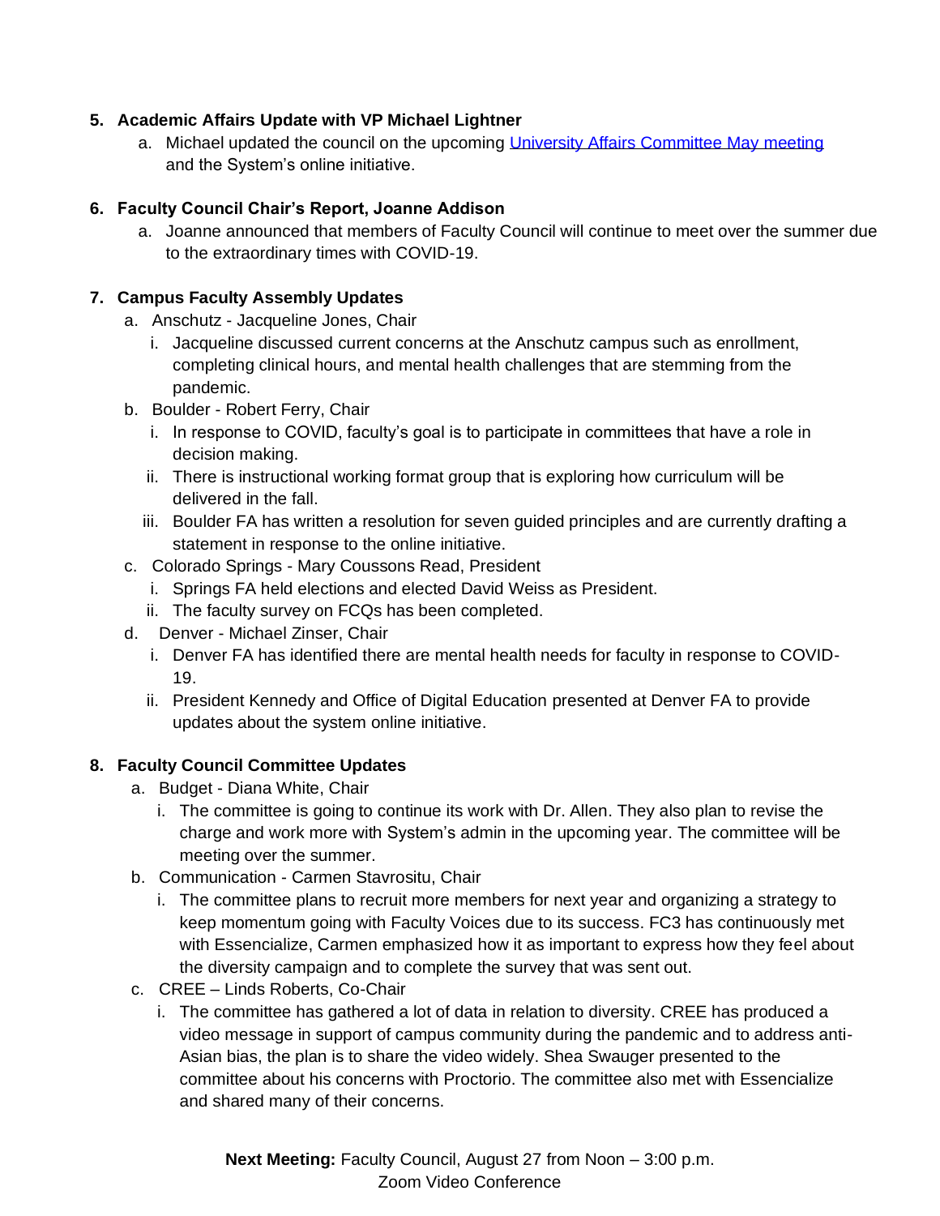5. **Academic Affairs Update with VP Michael Lightner**
    a. Michael updated the council on the upcoming [University Affairs Committee May meeting]() and the System's online initiative.

6. **Faculty Council Chair's Report, Joanne Addison**
    a. Joanne announced that members of Faculty Council will continue to meet over the summer due to the extraordinary times with COVID-19.

7. **Campus Faculty Assembly Updates**
    a. Anschutz - Jacqueline Jones, Chair
        i. Jacqueline discussed current concerns at the Anschutz campus such as enrollment, completing clinical hours, and mental health challenges that are stemming from the pandemic.
    b. Boulder - Robert Ferry, Chair
        i. In response to COVID, faculty's goal is to participate in committees that have a role in decision making.
        ii. There is instructional working format group that is exploring how curriculum will be delivered in the fall.
        iii. Boulder FA has written a resolution for seven guided principles and are currently drafting a statement in response to the online initiative.
    c. Colorado Springs - Mary Coussons Read, President
        i. Springs FA held elections and elected David Weiss as President.
        ii. The faculty survey on FCQs has been completed.
    d. Denver - Michael Zinser, Chair
        i. Denver FA has identified there are mental health needs for faculty in response to COVID-19.
        ii. President Kennedy and Office of Digital Education presented at Denver FA to provide updates about the system online initiative.

8. **Faculty Council Committee Updates**
    a. Budget - Diana White, Chair
        i. The committee is going to continue its work with Dr. Allen. They also plan to revise the charge and work more with System's admin in the upcoming year. The committee will be meeting over the summer.
    b. Communication - Carmen Stavrositu, Chair
        i. The committee plans to recruit more members for next year and organizing a strategy to keep momentum going with Faculty Voices due to its success. FC3 has continuously met with Essencialize, Carmen emphasized how it as important to express how they feel about the diversity campaign and to complete the survey that was sent out.
    c. CREE – Linds Roberts, Co-Chair
        i. The committee has gathered a lot of data in relation to diversity. CREE has produced a video message in support of campus community during the pandemic and to address anti-Asian bias, the plan is to share the video widely. Shea Swauger presented to the committee about his concerns with Proctorio. The committee also met with Essencialize and shared many of their concerns.

**Next Meeting:** Faculty Council, August 27 from Noon – 3:00 p.m.
Zoom Video Conference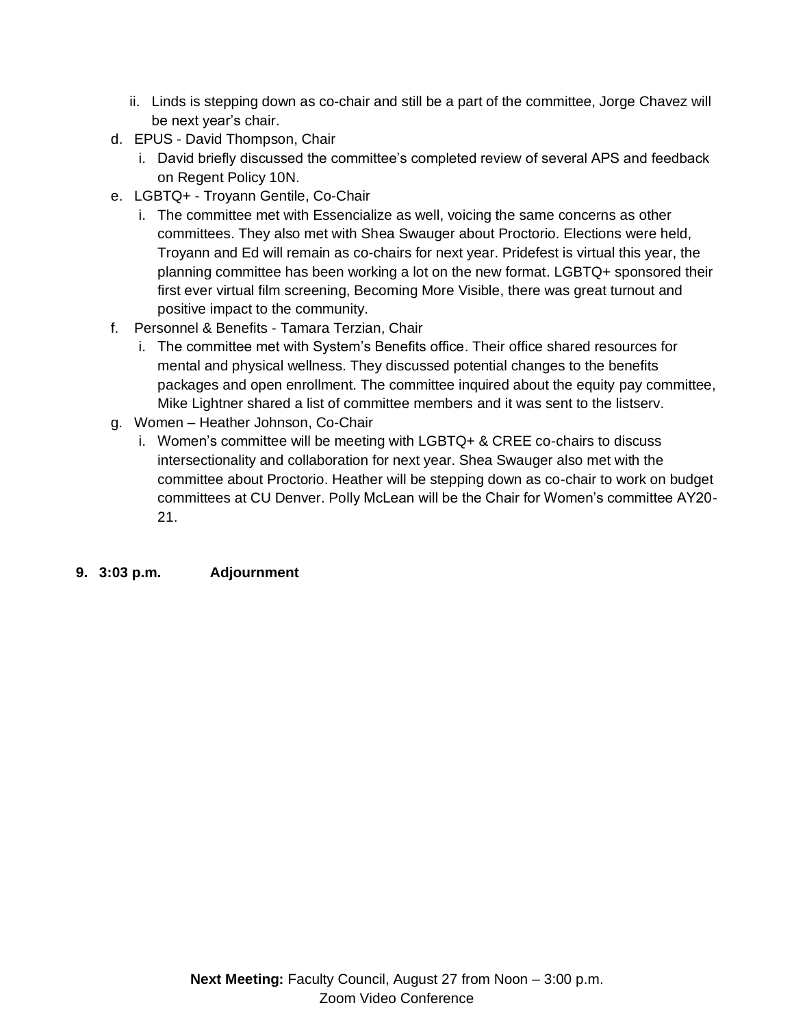ii. Linds is stepping down as co-chair and still be a part of the committee, Jorge Chavez will be next year's chair.

d. EPUS - David Thompson, Chair
   i. David briefly discussed the committee's completed review of several APS and feedback on Regent Policy 10N.

e. LGBTQ+ - Troyann Gentile, Co-Chair
   i. The committee met with Essencialize as well, voicing the same concerns as other committees. They also met with Shea Swauger about Proctorio. Elections were held, Troyann and Ed will remain as co-chairs for next year. Pridefest is virtual this year, the planning committee has been working a lot on the new format. LGBTQ+ sponsored their first ever virtual film screening, Becoming More Visible, there was great turnout and positive impact to the community.

f. Personnel & Benefits - Tamara Terzian, Chair
   i. The committee met with System's Benefits office. Their office shared resources for mental and physical wellness. They discussed potential changes to the benefits packages and open enrollment. The committee inquired about the equity pay committee, Mike Lightner shared a list of committee members and it was sent to the listserv.

g. Women – Heather Johnson, Co-Chair
   i. Women's committee will be meeting with LGBTQ+ & CREE co-chairs to discuss intersectionality and collaboration for next year. Shea Swauger also met with the committee about Proctorio. Heather will be stepping down as co-chair to work on budget committees at CU Denver. Polly McLean will be the Chair for Women's committee AY20-21.

**9. 3:03 p.m. Adjournment**

**Next Meeting:** Faculty Council, August 27 from Noon – 3:00 p.m.
Zoom Video Conference